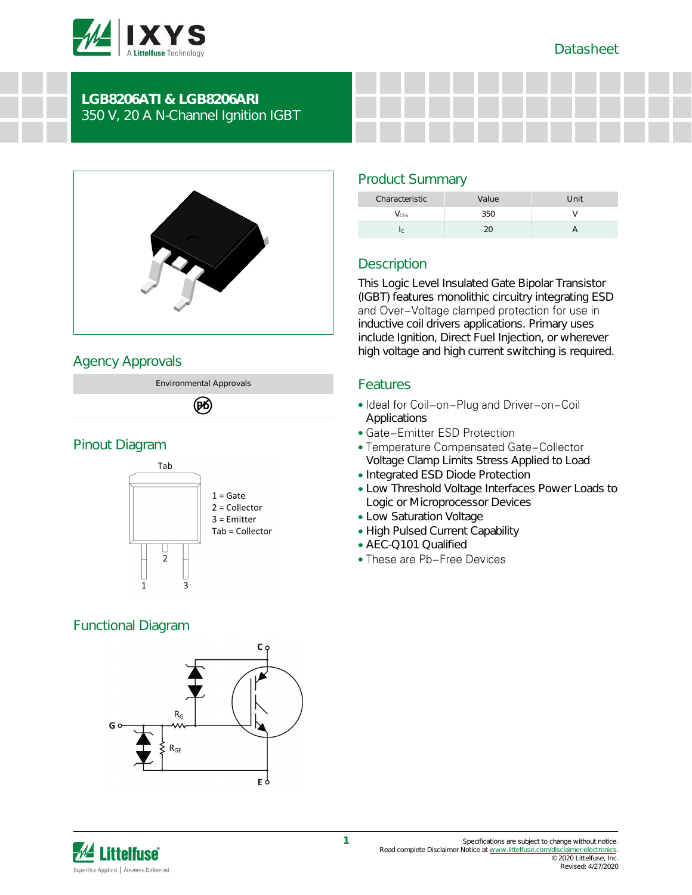Datasheet

# LGB8206ATI & LGB8206ARI

350 V, 20 A N-Channel Ignition IGBT

## Product Summary

| Characteristic | Value | Unit |
|---|---|---|
| $V_{CES}$ | 350 | V |
| $I_C$ | 20 | A |

## Description

This Logic Level Insulated Gate Bipolar Transistor (IGBT) features monolithic circuitry integrating ESD and Over−Voltage clamped protection for use in inductive coil drivers applications. Primary uses include Ignition, Direct Fuel Injection, or wherever high voltage and high current switching is required.

## Features

- Ideal for Coil−on−Plug and Driver−on−Coil Applications
- Gate−Emitter ESD Protection
- Temperature Compensated Gate−Collector Voltage Clamp Limits Stress Applied to Load
- Integrated ESD Diode Protection
- Low Threshold Voltage Interfaces Power Loads to Logic or Microprocessor Devices
- Low Saturation Voltage
- High Pulsed Current Capability
- AEC-Q101 Qualified
- These are Pb−Free Devices

## Agency Approvals

| Environmental Approvals |
|---|
| Pb |

## Pinout Diagram

Tab

1 = Gate
2 = Collector
3 = Emitter
Tab = Collector

2

1 3

## Functional Diagram

C

G

$R_G$

$R_{GE}$

E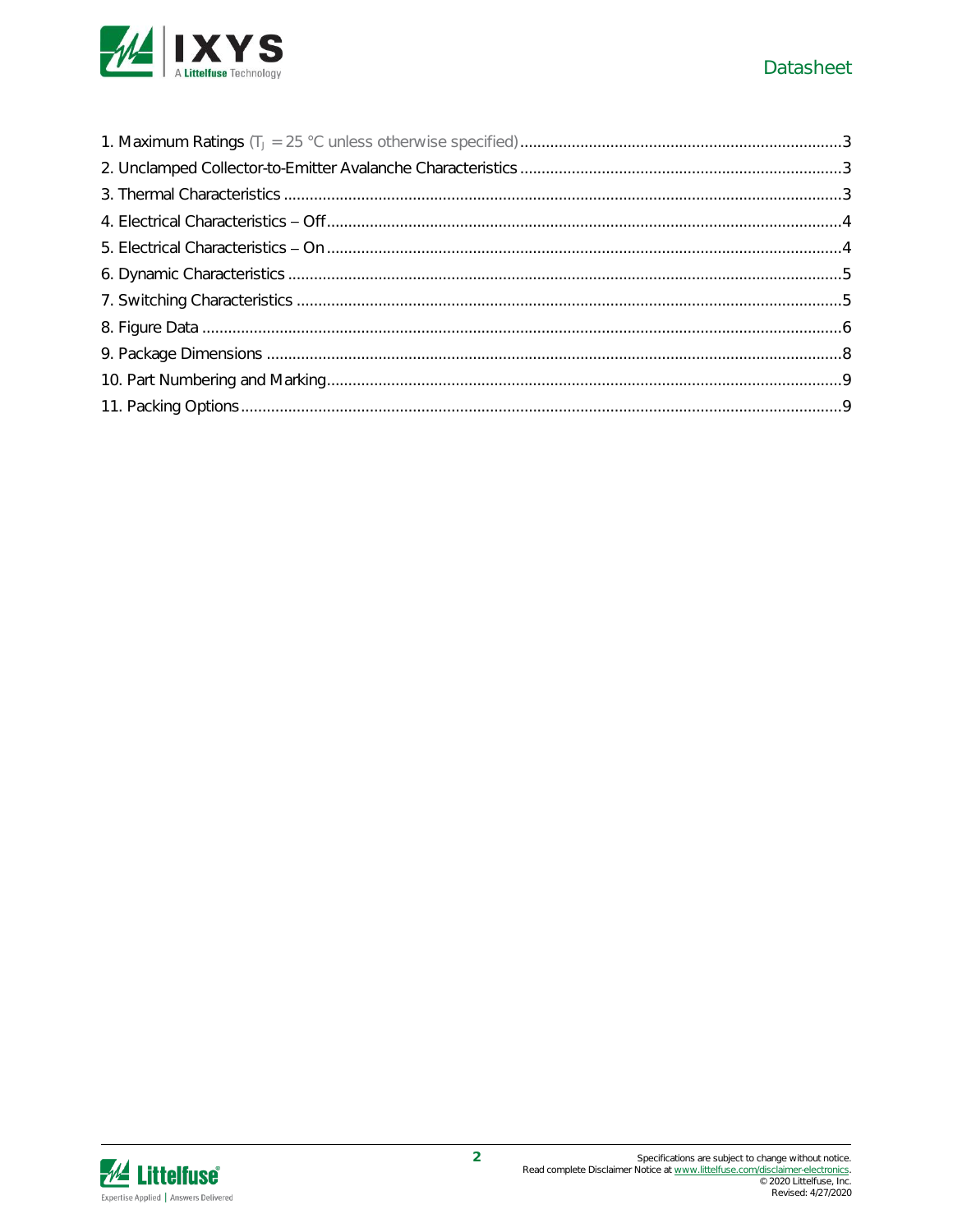1. Maximum Ratings ($T_J$ = 25 °C unless otherwise specified) ........................................................................ 3
2. Unclamped Collector-to-Emitter Avalanche Characteristics ........................................................................ 3
3. Thermal Characteristics ........................................................................................................................ 3
4. Electrical Characteristics – Off ................................................................................................................ 4
5. Electrical Characteristics – On ................................................................................................................ 4
6. Dynamic Characteristics ........................................................................................................................ 5
7. Switching Characteristics ...................................................................................................................... 5
8. Figure Data ............................................................................................................................................ 6
9. Package Dimensions ............................................................................................................................. 8
10. Part Numbering and Marking ................................................................................................................ 9
11. Packing Options ................................................................................................................................... 9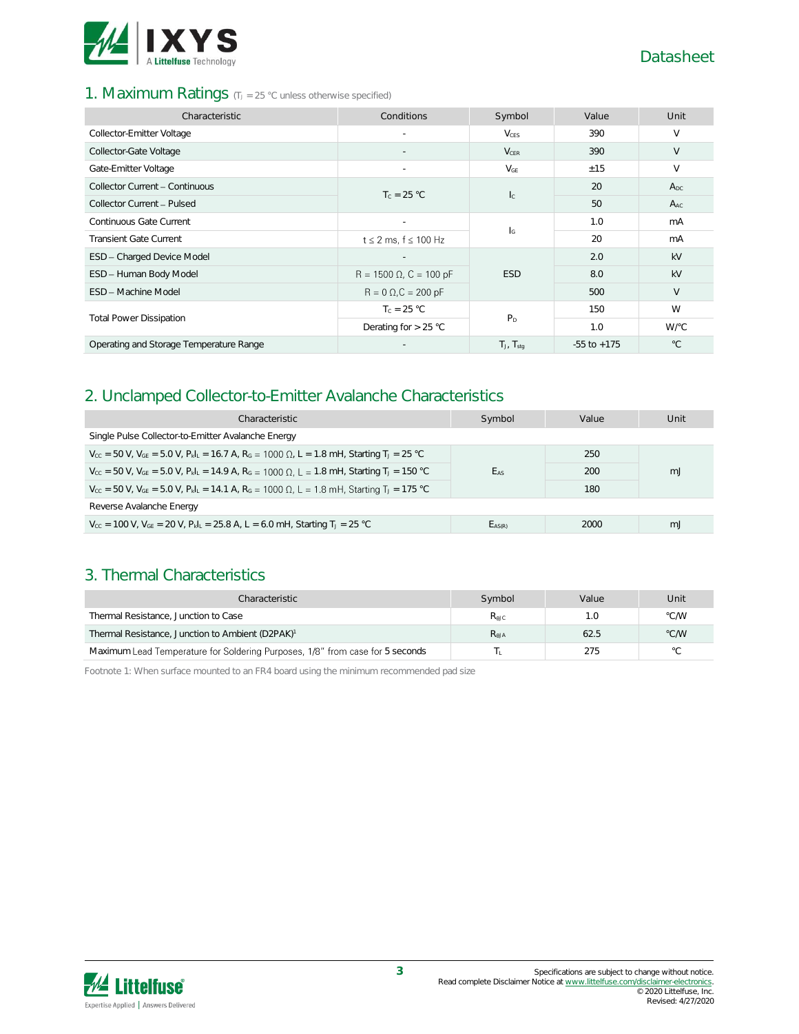## 1. Maximum Ratings ($T_J$ = 25 °C unless otherwise specified)

| Characteristic | Conditions | Symbol | Value | Unit |
|---|---|---|---|---|
| Collector-Emitter Voltage | - | $V_{CES}$ | 390 | V |
| Collector-Gate Voltage | - | $V_{CER}$ | 390 | V |
| Gate-Emitter Voltage | - | $V_{GE}$ | ±15 | V |
| Collector Current – Continuous | $T_C$ = 25 °C | $I_C$ | 20 | $A_{DC}$ |
| Collector Current – Pulsed | | | 50 | $A_{AC}$ |
| Continuous Gate Current | - | $I_G$ | 1.0 | mA |
| Transient Gate Current | t ≤ 2 ms, f ≤ 100 Hz | | 20 | mA |
| ESD – Charged Device Model | - | ESD | 2.0 | kV |
| ESD – Human Body Model | R = 1500 Ω, C = 100 pF | | 8.0 | kV |
| ESD – Machine Model | R = 0 Ω,C = 200 pF | | 500 | V |
| Total Power Dissipation | $T_C$ = 25 °C | $P_D$ | 150 | W |
| | Derating for > 25 °C | | 1.0 | W/°C |
| Operating and Storage Temperature Range | - | $T_J$, $T_{stg}$ | -55 to +175 | °C |

## 2. Unclamped Collector-to-Emitter Avalanche Characteristics

| Characteristic | Symbol | Value | Unit |
|---|---|---|---|
| Single Pulse Collector-to-Emitter Avalanche Energy | | | |
| $V_{CC}$ = 50 V, $V_{GE}$ = 5.0 V, $P_kI_L$ = 16.7 A, $R_G$ = 1000 Ω, L = 1.8 mH, Starting $T_J$ = 25 °C | $E_{AS}$ | 250 | mJ |
| $V_{CC}$ = 50 V, $V_{GE}$ = 5.0 V, $P_kI_L$ = 14.9 A, $R_G$ = 1000 Ω, L = 1.8 mH, Starting $T_J$ = 150 °C | | 200 | |
| $V_{CC}$ = 50 V, $V_{GE}$ = 5.0 V, $P_kI_L$ = 14.1 A, $R_G$ = 1000 Ω, L = 1.8 mH, Starting $T_J$ = 175 °C | | 180 | |
| Reverse Avalanche Energy | | | |
| $V_{CC}$ = 100 V, $V_{GE}$ = 20 V, $P_kI_L$ = 25.8 A, L = 6.0 mH, Starting $T_J$ = 25 °C | $E_{AS(R)}$ | 2000 | mJ |

## 3. Thermal Characteristics

| Characteristic | Symbol | Value | Unit |
|---|---|---|---|
| Thermal Resistance, Junction to Case | $R_{\theta JC}$ | 1.0 | °C/W |
| Thermal Resistance, Junction to Ambient (D2PAK)[1] | $R_{\theta JA}$ | 62.5 | °C/W |
| Maximum Lead Temperature for Soldering Purposes, 1/8" from case for 5 seconds | $T_L$ | 275 | °C |

Footnote 1: When surface mounted to an FR4 board using the minimum recommended pad size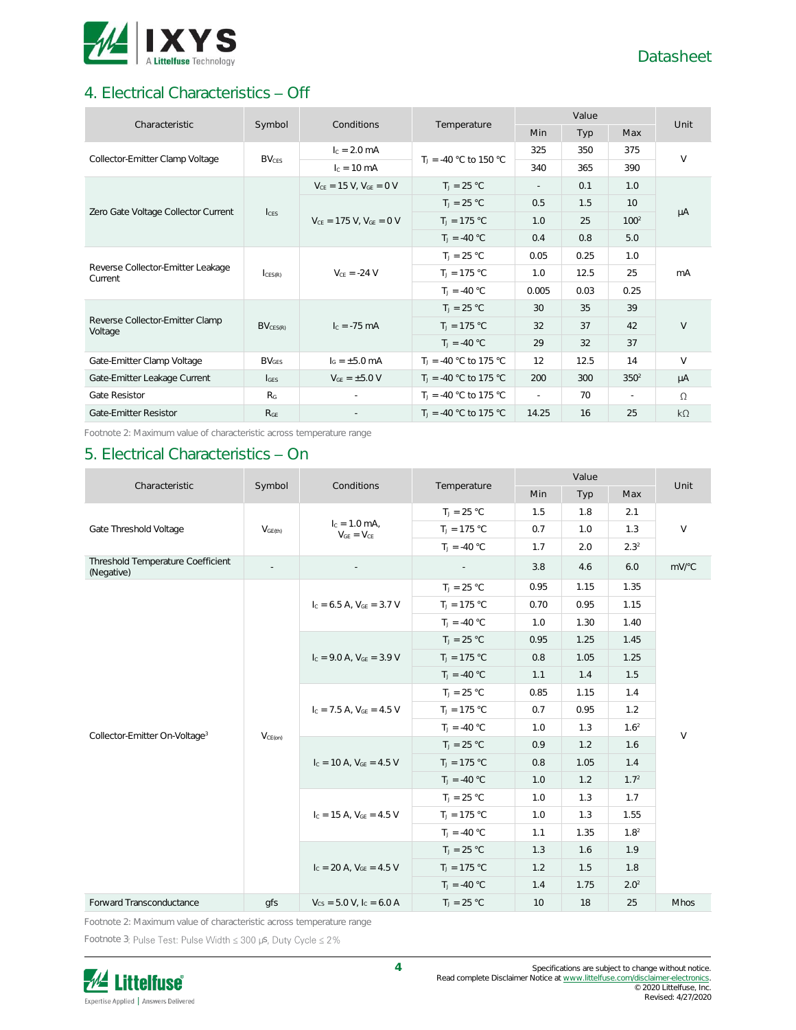## 4. Electrical Characteristics – Off

| Characteristic | Symbol | Conditions | Temperature | Value | | | Unit |
|---|---|---|---|---|---|---|---|
| | | | | Min | Typ | Max | |
| Collector-Emitter Clamp Voltage | $BV_{CES}$ | $I_C$ = 2.0 mA | $T_J$ = -40 °C to 150 °C | 325 | 350 | 375 | V |
| | | $I_C$ = 10 mA | | 340 | 365 | 390 | |
| Zero Gate Voltage Collector Current | $I_{CES}$ | $V_{CE}$ = 15 V, $V_{GE}$ = 0 V | $T_J$ = 25 °C | - | 0.1 | 1.0 | µA |
| | | $V_{CE}$ = 175 V, $V_{GE}$ = 0 V | $T_J$ = 25 °C | 0.5 | 1.5 | 10 | |
| | | | $T_J$ = 175 °C | 1.0 | 25 | 100[2] | |
| | | | $T_J$ = -40 °C | 0.4 | 0.8 | 5.0 | |
| Reverse Collector-Emitter Leakage Current | $I_{CES(R)}$ | $V_{CE}$ = -24 V | $T_J$ = 25 °C | 0.05 | 0.25 | 1.0 | mA |
| | | | $T_J$ = 175 °C | 1.0 | 12.5 | 25 | |
| | | | $T_J$ = -40 °C | 0.005 | 0.03 | 0.25 | |
| Reverse Collector-Emitter Clamp Voltage | $BV_{CES(R)}$ | $I_C$ = -75 mA | $T_J$ = 25 °C | 30 | 35 | 39 | V |
| | | | $T_J$ = 175 °C | 32 | 37 | 42 | |
| | | | $T_J$ = -40 °C | 29 | 32 | 37 | |
| Gate-Emitter Clamp Voltage | $BV_{GES}$ | $I_G$ = ±5.0 mA | $T_J$ = -40 °C to 175 °C | 12 | 12.5 | 14 | V |
| Gate-Emitter Leakage Current | $I_{GES}$ | $V_{GE}$ = ±5.0 V | $T_J$ = -40 °C to 175 °C | 200 | 300 | 350[2] | µA |
| Gate Resistor | $R_G$ | - | $T_J$ = -40 °C to 175 °C | - | 70 | - | Ω |
| Gate-Emitter Resistor | $R_{GE}$ | - | $T_J$ = -40 °C to 175 °C | 14.25 | 16 | 25 | kΩ |

Footnote 2: Maximum value of characteristic across temperature range

## 5. Electrical Characteristics – On

| Characteristic | Symbol | Conditions | Temperature | Value | | | Unit |
|---|---|---|---|---|---|---|---|
| | | | | Min | Typ | Max | |
| Gate Threshold Voltage | $V_{GE(th)}$ | $I_C$ = 1.0 mA, $V_{GE}$ = $V_{CE}$ | $T_J$ = 25 °C | 1.5 | 1.8 | 2.1 | V |
| | | | $T_J$ = 175 °C | 0.7 | 1.0 | 1.3 | |
| | | | $T_J$ = -40 °C | 1.7 | 2.0 | 2.3[2] | |
| Threshold Temperature Coefficient (Negative) | - | - | - | 3.8 | 4.6 | 6.0 | mV/°C |
| Collector-Emitter On-Voltage[3] | $V_{CE(on)}$ | $I_C$ = 6.5 A, $V_{GE}$ = 3.7 V | $T_J$ = 25 °C | 0.95 | 1.15 | 1.35 | V |
| | | | $T_J$ = 175 °C | 0.70 | 0.95 | 1.15 | |
| | | | $T_J$ = -40 °C | 1.0 | 1.30 | 1.40 | |
| | | $I_C$ = 9.0 A, $V_{GE}$ = 3.9 V | $T_J$ = 25 °C | 0.95 | 1.25 | 1.45 | |
| | | | $T_J$ = 175 °C | 0.8 | 1.05 | 1.25 | |
| | | | $T_J$ = -40 °C | 1.1 | 1.4 | 1.5 | |
| | | $I_C$ = 7.5 A, $V_{GE}$ = 4.5 V | $T_J$ = 25 °C | 0.85 | 1.15 | 1.4 | |
| | | | $T_J$ = 175 °C | 0.7 | 0.95 | 1.2 | |
| | | | $T_J$ = -40 °C | 1.0 | 1.3 | 1.6[2] | |
| | | $I_C$ = 10 A, $V_{GE}$ = 4.5 V | $T_J$ = 25 °C | 0.9 | 1.2 | 1.6 | |
| | | | $T_J$ = 175 °C | 0.8 | 1.05 | 1.4 | |
| | | | $T_J$ = -40 °C | 1.0 | 1.2 | 1.7[2] | |
| | | $I_C$ = 15 A, $V_{GE}$ = 4.5 V | $T_J$ = 25 °C | 1.0 | 1.3 | 1.7 | |
| | | | $T_J$ = 175 °C | 1.0 | 1.3 | 1.55 | |
| | | | $T_J$ = -40 °C | 1.1 | 1.35 | 1.8[2] | |
| | | $I_C$ = 20 A, $V_{GE}$ = 4.5 V | $T_J$ = 25 °C | 1.3 | 1.6 | 1.9 | |
| | | | $T_J$ = 175 °C | 1.2 | 1.5 | 1.8 | |
| | | | $T_J$ = -40 °C | 1.4 | 1.75 | 2.0[2] | |
| Forward Transconductance | gfs | $V_{CS}$ = 5.0 V, $I_C$ = 6.0 A | $T_J$ = 25 °C | 10 | 18 | 25 | Mhos |

Footnote 2: Maximum value of characteristic across temperature range

Footnote 3: Pulse Test: Pulse Width ≤ 300 µs, Duty Cycle ≤ 2%

Specifications are subject to change without notice.
Read complete Disclaimer Notice at www.littelfuse.com/disclaimer-electronics.
© 2020 Littelfuse, Inc.
Revised: 4/27/2020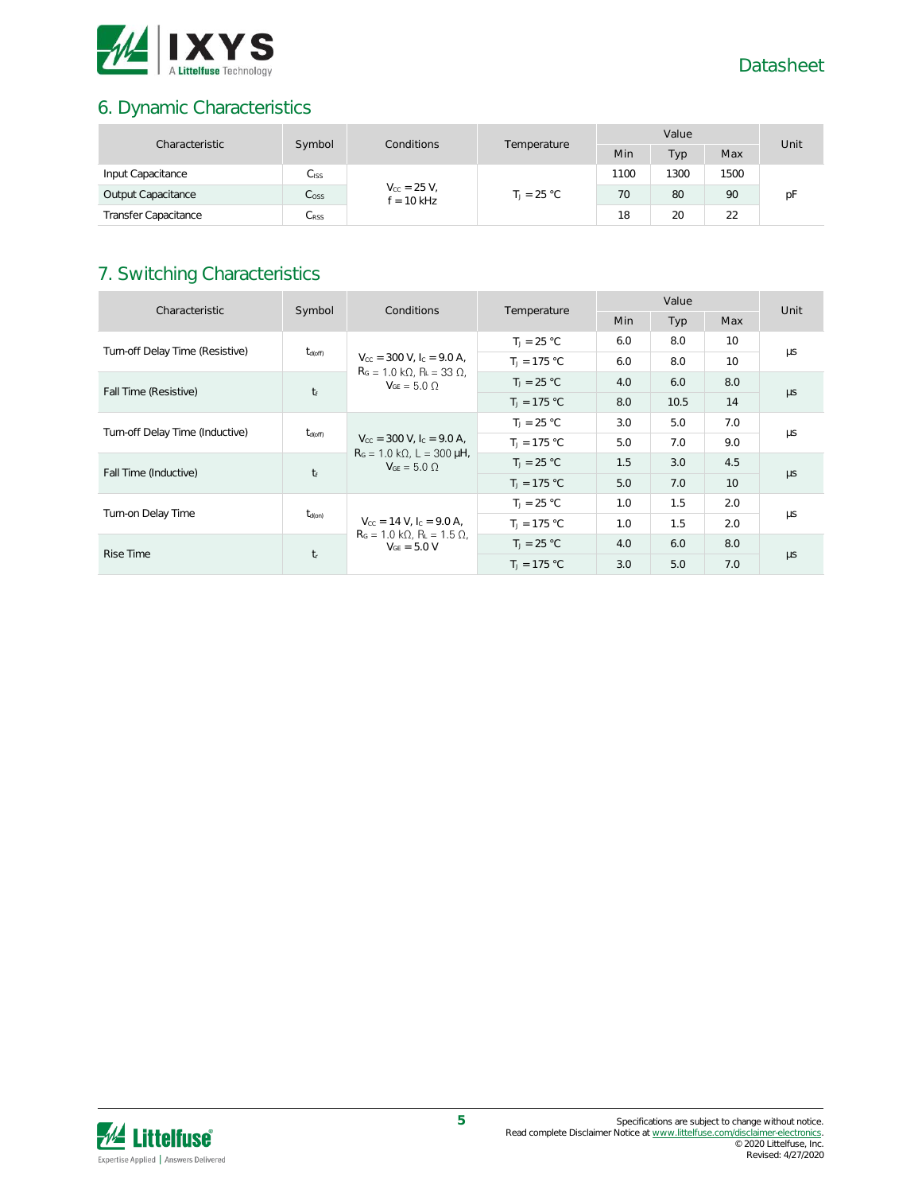## 6. Dynamic Characteristics

| Characteristic | Symbol | Conditions | Temperature | Value | | | Unit |
|---|---|---|---|---|---|---|---|
| | | | | Min | Typ | Max | |
| Input Capacitance | $C_{ISS}$ | $V_{CC}$ = 25 V, f = 10 kHz | $T_J$ = 25 °C | 1100 | 1300 | 1500 | pF |
| Output Capacitance | $C_{OSS}$ | | | 70 | 80 | 90 | |
| Transfer Capacitance | $C_{RSS}$ | | | 18 | 20 | 22 | |

## 7. Switching Characteristics

| Characteristic | Symbol | Conditions | Temperature | Value | | | Unit |
|---|---|---|---|---|---|---|---|
| | | | | Min | Typ | Max | |
| Turn-off Delay Time (Resistive) | $t_{d(off)}$ | $V_{CC}$ = 300 V, $I_C$ = 9.0 A, $R_G$ = 1.0 kΩ, $R_L$ = 33 Ω, $V_{GE}$ = 5.0 Ω | $T_J$ = 25 °C | 6.0 | 8.0 | 10 | µs |
| | | | $T_J$ = 175 °C | 6.0 | 8.0 | 10 | |
| Fall Time (Resistive) | $t_f$ | | $T_J$ = 25 °C | 4.0 | 6.0 | 8.0 | µs |
| | | | $T_J$ = 175 °C | 8.0 | 10.5 | 14 | |
| Turn-off Delay Time (Inductive) | $t_{d(off)}$ | $V_{CC}$ = 300 V, $I_C$ = 9.0 A, $R_G$ = 1.0 kΩ, L = 300 µH, $V_{GE}$ = 5.0 Ω | $T_J$ = 25 °C | 3.0 | 5.0 | 7.0 | µs |
| | | | $T_J$ = 175 °C | 5.0 | 7.0 | 9.0 | |
| Fall Time (Inductive) | $t_f$ | | $T_J$ = 25 °C | 1.5 | 3.0 | 4.5 | µs |
| | | | $T_J$ = 175 °C | 5.0 | 7.0 | 10 | |
| Turn-on Delay Time | $t_{d(on)}$ | $V_{CC}$ = 14 V, $I_C$ = 9.0 A, $R_G$ = 1.0 kΩ, $R_L$ = 1.5 Ω, $V_{GE}$ = 5.0 V | $T_J$ = 25 °C | 1.0 | 1.5 | 2.0 | µs |
| | | | $T_J$ = 175 °C | 1.0 | 1.5 | 2.0 | |
| Rise Time | $t_r$ | | $T_J$ = 25 °C | 4.0 | 6.0 | 8.0 | µs |
| | | | $T_J$ = 175 °C | 3.0 | 5.0 | 7.0 | |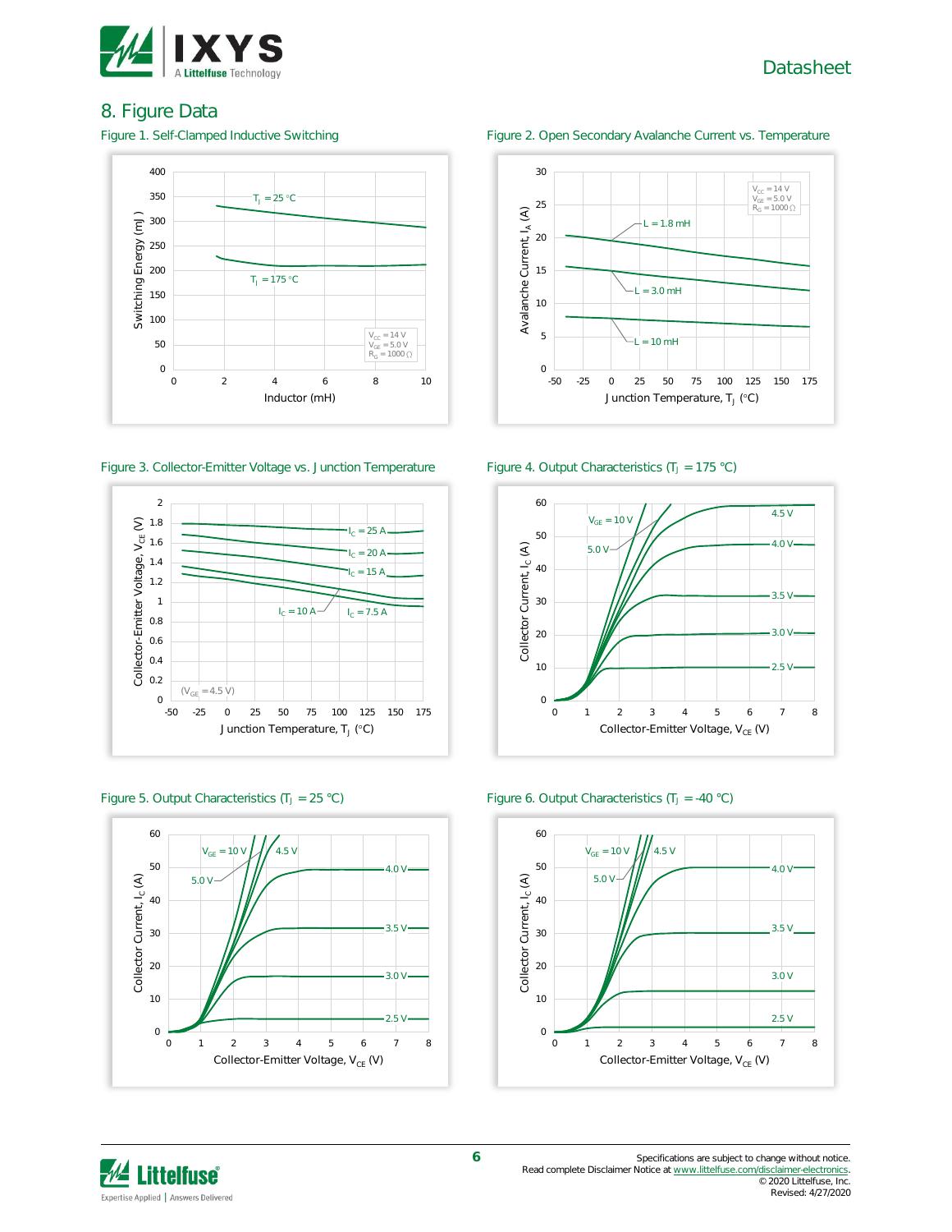## 8. Figure Data

Figure 1. Self-Clamped Inductive Switching

Switching Energy (mJ)
400
350
300
250
200
150
100
50
0
0 2 4 6 8 10
Inductor (mH)
$T_J = 25$ °C
$T_J = 175$ °C
$V_{CC} = 14$ V
$V_{GE} = 5.0$ V
$R_G = 1000$ Ω

Figure 2. Open Secondary Avalanche Current vs. Temperature

Avalanche Current, $I_A$ (A)
30
25
20
15
10
5
0
-50 -25 0 25 50 75 100 125 150 175
Junction Temperature, $T_J$ (°C)
L = 1.8 mH
L = 3.0 mH
L = 10 mH
$V_{CC} = 14$ V
$V_{GE} = 5.0$ V
$R_G = 1000$ Ω

Figure 3. Collector-Emitter Voltage vs. Junction Temperature

Collector-Emitter Voltage, $V_{CE}$ (V)
2
1.8
1.6
1.4
1.2
1
0.8
0.6
0.4
0.2
0
-50 -25 0 25 50 75 100 125 150 175
Junction Temperature, $T_J$ (°C)
$I_C = 25$ A
$I_C = 20$ A
$I_C = 15$ A
$I_C = 10$ A
$I_C = 7.5$ A
($V_{GE} = 4.5$ V)

Figure 4. Output Characteristics ($T_J = 175$ °C)

Collector Current, $I_C$ (A)
60
50
40
30
20
10
0
0 1 2 3 4 5 6 7 8
Collector-Emitter Voltage, $V_{CE}$ (V)
$V_{GE} = 10$ V
5.0 V
4.5 V
4.0 V
3.5 V
3.0 V
2.5 V

Figure 5. Output Characteristics ($T_J = 25$ °C)

Collector Current, $I_C$ (A)
60
50
40
30
20
10
0
0 1 2 3 4 5 6 7 8
Collector-Emitter Voltage, $V_{CE}$ (V)
$V_{GE} = 10$ V
4.5 V
5.0 V
4.0 V
3.5 V
3.0 V
2.5 V

Figure 6. Output Characteristics ($T_J = -40$ °C)

Collector Current, $I_C$ (A)
60
50
40
30
20
10
0
0 1 2 3 4 5 6 7 8
Collector-Emitter Voltage, $V_{CE}$ (V)
$V_{GE} = 10$ V
4.5 V
5.0 V
4.0 V
3.5 V
3.0 V
2.5 V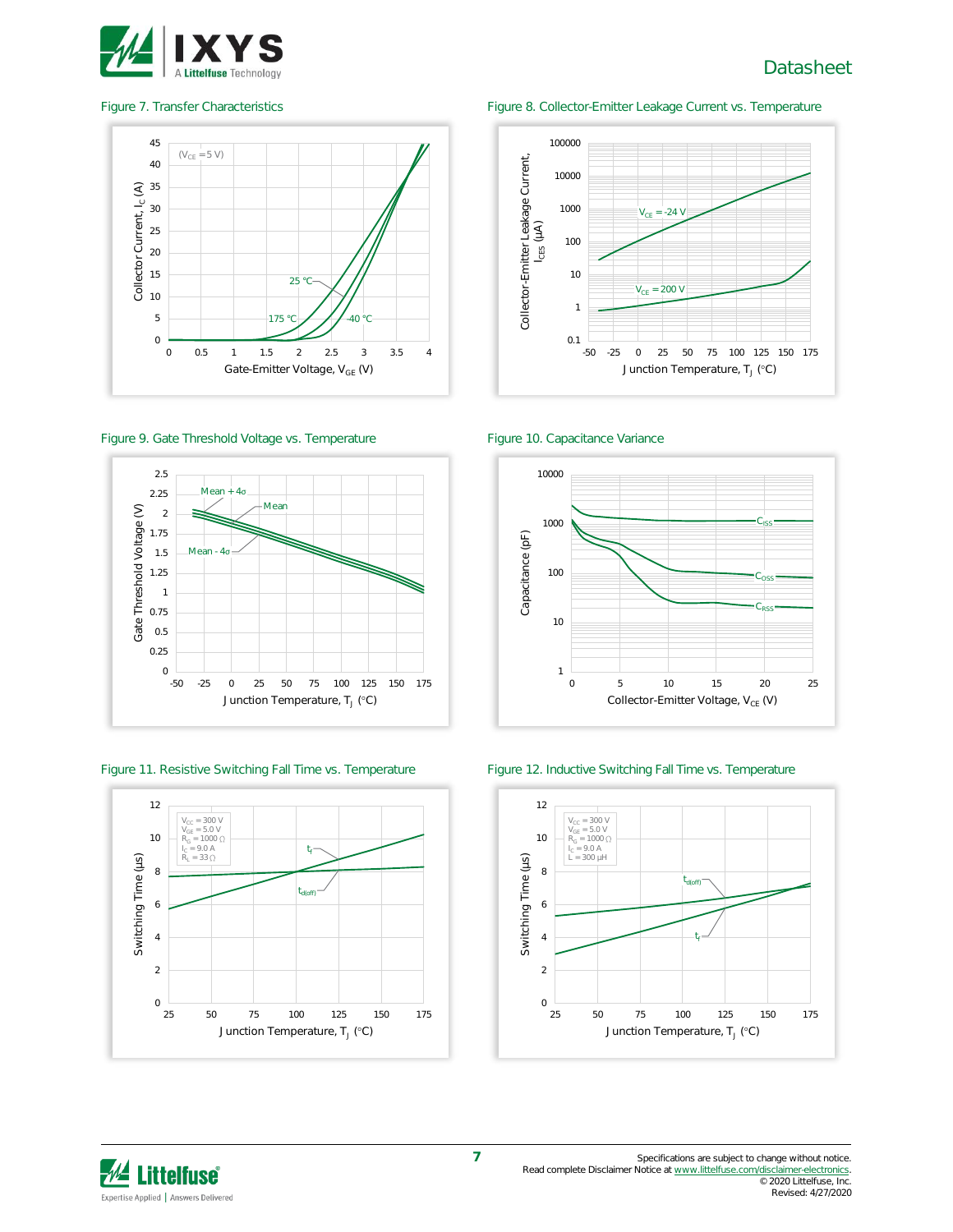Figure 7. Transfer Characteristics

($V_{CE}$ = 5 V)

Collector Current, $I_C$ (A)

Gate-Emitter Voltage, $V_{GE}$ (V)

25 °C
175 °C
-40 °C

Figure 8. Collector-Emitter Leakage Current vs. Temperature

Collector-Emitter Leakage Current, $I_{CES}$ (µA)

Junction Temperature, $T_J$ (°C)

$V_{CE}$ = 24 V
$V_{CE}$ = 200 V

Figure 9. Gate Threshold Voltage vs. Temperature

Gate Threshold Voltage (V)

Junction Temperature, $T_J$ (°C)

Mean + 4σ
Mean
Mean - 4σ

Figure 10. Capacitance Variance

Capacitance (pF)

Collector-Emitter Voltage, $V_{CE}$ (V)

$C_{ISS}$
$C_{OSS}$
$C_{RSS}$

Figure 11. Resistive Switching Fall Time vs. Temperature

$V_{CC}$ = 300 V
$V_{GE}$ = 5.0 V
$R_G$ = 1000 Ω
$I_C$ = 9.0 A
$R_L$ = 33 Ω

Switching Time (µs)

Junction Temperature, $T_J$ (°C)

$t_f$
$t_{d(off)}$

Figure 12. Inductive Switching Fall Time vs. Temperature

$V_{CC}$ = 300 V
$V_{GE}$ = 5.0 V
$R_G$ = 1000 Ω
$I_C$ = 9.0 A
L = 300 µH

Switching Time (µs)

Junction Temperature, $T_J$ (°C)

$t_{d(off)}$
$t_f$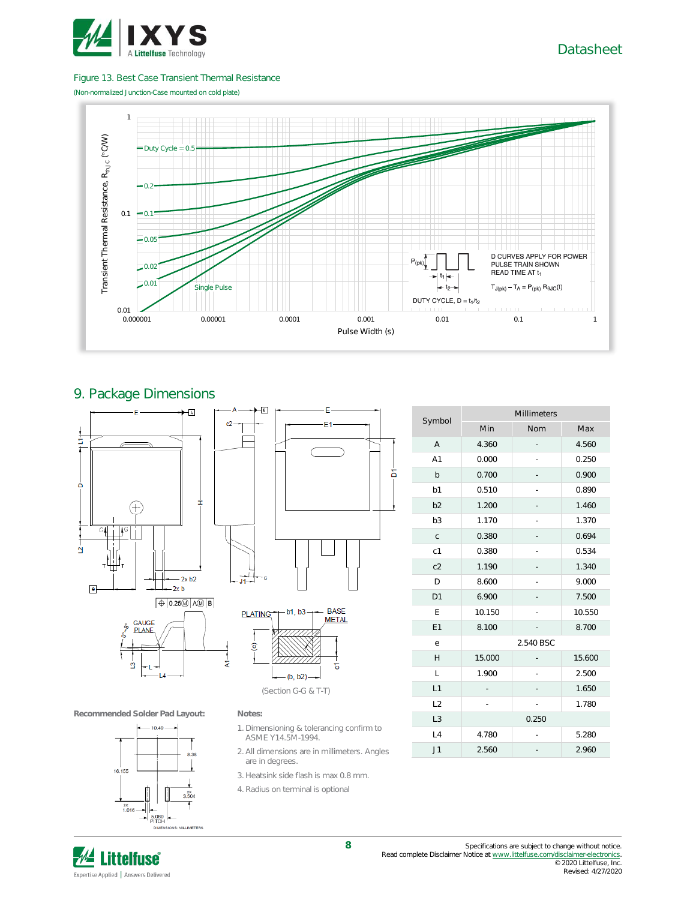Figure 13. Best Case Transient Thermal Resistance

(Non-normalized Junction-Case mounted on cold plate)

Transient Thermal Resistance, $R_{thJC}$ (°C/W)

1

0.1

0.01

Duty Cycle = 0.5

0.2

0.1

0.05

0.02

0.01

Single Pulse

0.000001 0.00001 0.0001 0.001 0.01 0.1 1

Pulse Width (s)

$P_{(pk)}$

$t_1$

$t_2$

DUTY CYCLE, D = $t_1/t_2$

D CURVES APPLY FOR POWER PULSE TRAIN SHOWN READ TIME AT $t_1$

$T_{J(pk)} - T_A = P_{(pk)} R_{\theta JC}(t)$

## 9. Package Dimensions

| Symbol | Millimeters | | |
|---|---|---|---|
| | Min | Nom | Max |
| A | 4.360 | - | 4.560 |
| A1 | 0.000 | - | 0.250 |
| b | 0.700 | - | 0.900 |
| b1 | 0.510 | - | 0.890 |
| b2 | 1.200 | - | 1.460 |
| b3 | 1.170 | - | 1.370 |
| c | 0.380 | - | 0.694 |
| c1 | 0.380 | - | 0.534 |
| c2 | 1.190 | - | 1.340 |
| D | 8.600 | - | 9.000 |
| D1 | 6.900 | - | 7.500 |
| E | 10.150 | - | 10.550 |
| E1 | 8.100 | - | 8.700 |
| e | 2.540 BSC | | |
| H | 15.000 | - | 15.600 |
| L | 1.900 | - | 2.500 |
| L1 | - | - | 1.650 |
| L2 | - | - | 1.780 |
| L3 | 0.250 | | |
| L4 | 4.780 | - | 5.280 |
| J1 | 2.560 | - | 2.960 |

(Section G-G & T-T)

**Recommended Solder Pad Layout:**

10.49

8.38

16.155

2X 3.504

2X 1.016

5.080 PITCH

DIMENSIONS: MILLIMETERS

**Notes:**

1. Dimensioning & tolerancing confirm to ASME Y14.5M-1994.
2. All dimensions are in millimeters. Angles are in degrees.
3. Heatsink side flash is max 0.8 mm.
4. Radius on terminal is optional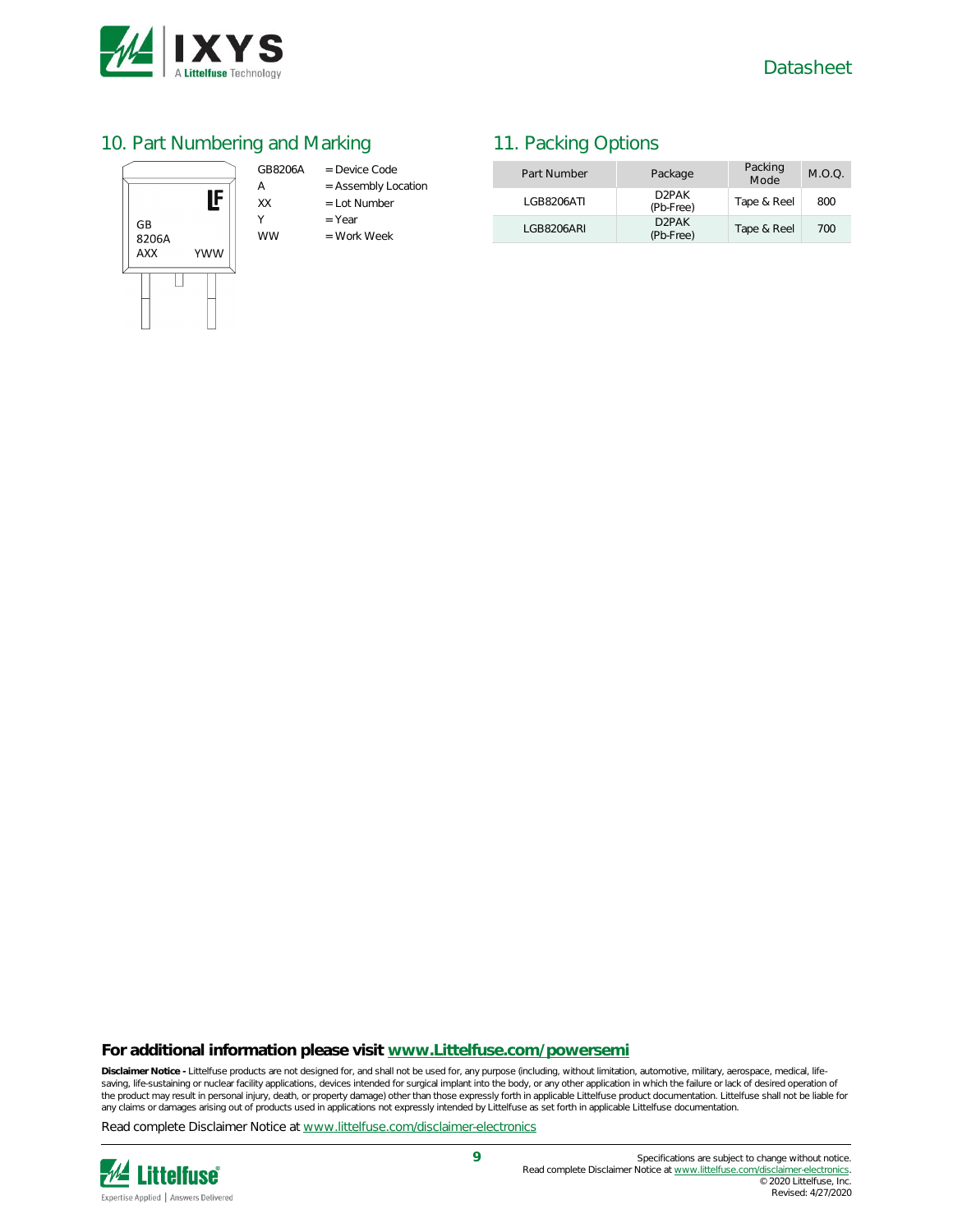## 10. Part Numbering and Marking

GB
8206A
AXX YWW

| | | |
|---|---|---|
| GB8206A | = | Device Code |
| A | = | Assembly Location |
| XX | = | Lot Number |
| Y | = | Year |
| WW | = | Work Week |

## 11. Packing Options

| Part Number | Package | Packing Mode | M.O.Q. |
|---|---|---|---|
| LGB8206ATI | D2PAK (Pb-Free) | Tape & Reel | 800 |
| LGB8206ARI | D2PAK (Pb-Free) | Tape & Reel | 700 |

**For additional information please visit www.Littelfuse.com/powersemi**

**Disclaimer Notice -** Littelfuse products are not designed for, and shall not be used for, any purpose (including, without limitation, automotive, military, aerospace, medical, life-saving, life-sustaining or nuclear facility applications, devices intended for surgical implant into the body, or any other application in which the failure or lack of desired operation of the product may result in personal injury, death, or property damage) other than those expressly forth in applicable Littelfuse product documentation. Littelfuse shall not be liable for any claims or damages arising out of products used in applications not expressly intended by Littelfuse as set forth in applicable Littelfuse documentation.

Read complete Disclaimer Notice at www.littelfuse.com/disclaimer-electronics

Specifications are subject to change without notice.
Read complete Disclaimer Notice at www.littelfuse.com/disclaimer-electronics.
© 2020 Littelfuse, Inc.
Revised: 4/27/2020